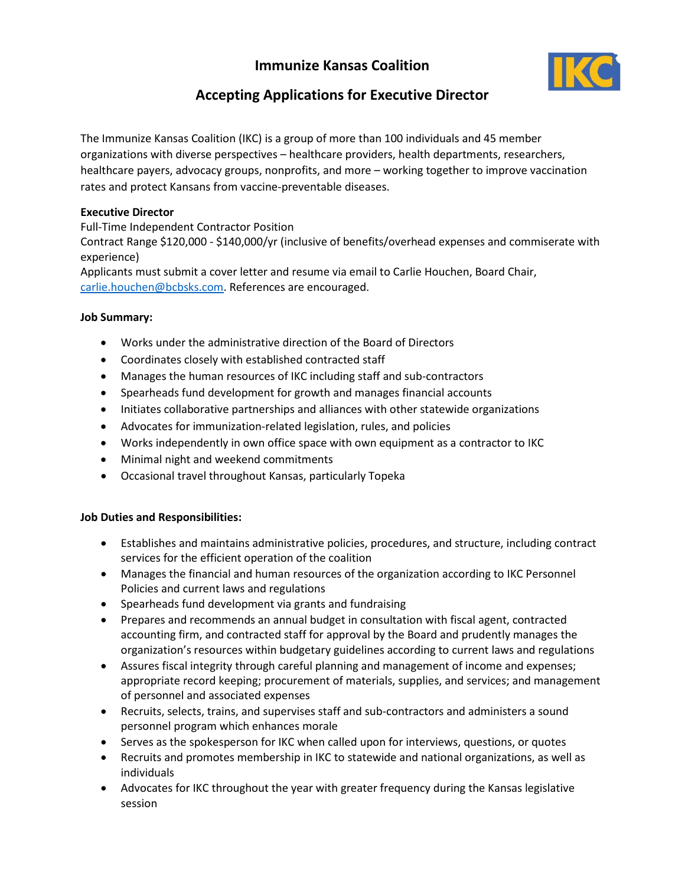# Immunize Kansas Coalition

## Accepting Applications for Executive Director

The Immunize Kansas Coalition (IKC) is a group of more than 100 individuals and 45 member organizations with diverse perspectives – healthcare providers, health departments, researchers, healthcare payers, advocacy groups, nonprofits, and more – working together to improve vaccination rates and protect Kansans from vaccine-preventable diseases.

**Executive Director**
Full-Time Independent Contractor Position
Contract Range $120,000 - $140,000/yr (inclusive of benefits/overhead expenses and commiserate with experience)
Applicants must submit a cover letter and resume via email to Carlie Houchen, Board Chair, carlie.houchen@bcbsks.com. References are encouraged.

**Job Summary:**

- Works under the administrative direction of the Board of Directors
- Coordinates closely with established contracted staff
- Manages the human resources of IKC including staff and sub-contractors
- Spearheads fund development for growth and manages financial accounts
- Initiates collaborative partnerships and alliances with other statewide organizations
- Advocates for immunization-related legislation, rules, and policies
- Works independently in own office space with own equipment as a contractor to IKC
- Minimal night and weekend commitments
- Occasional travel throughout Kansas, particularly Topeka

**Job Duties and Responsibilities:**

- Establishes and maintains administrative policies, procedures, and structure, including contract services for the efficient operation of the coalition
- Manages the financial and human resources of the organization according to IKC Personnel Policies and current laws and regulations
- Spearheads fund development via grants and fundraising
- Prepares and recommends an annual budget in consultation with fiscal agent, contracted accounting firm, and contracted staff for approval by the Board and prudently manages the organization's resources within budgetary guidelines according to current laws and regulations
- Assures fiscal integrity through careful planning and management of income and expenses; appropriate record keeping; procurement of materials, supplies, and services; and management of personnel and associated expenses
- Recruits, selects, trains, and supervises staff and sub-contractors and administers a sound personnel program which enhances morale
- Serves as the spokesperson for IKC when called upon for interviews, questions, or quotes
- Recruits and promotes membership in IKC to statewide and national organizations, as well as individuals
- Advocates for IKC throughout the year with greater frequency during the Kansas legislative session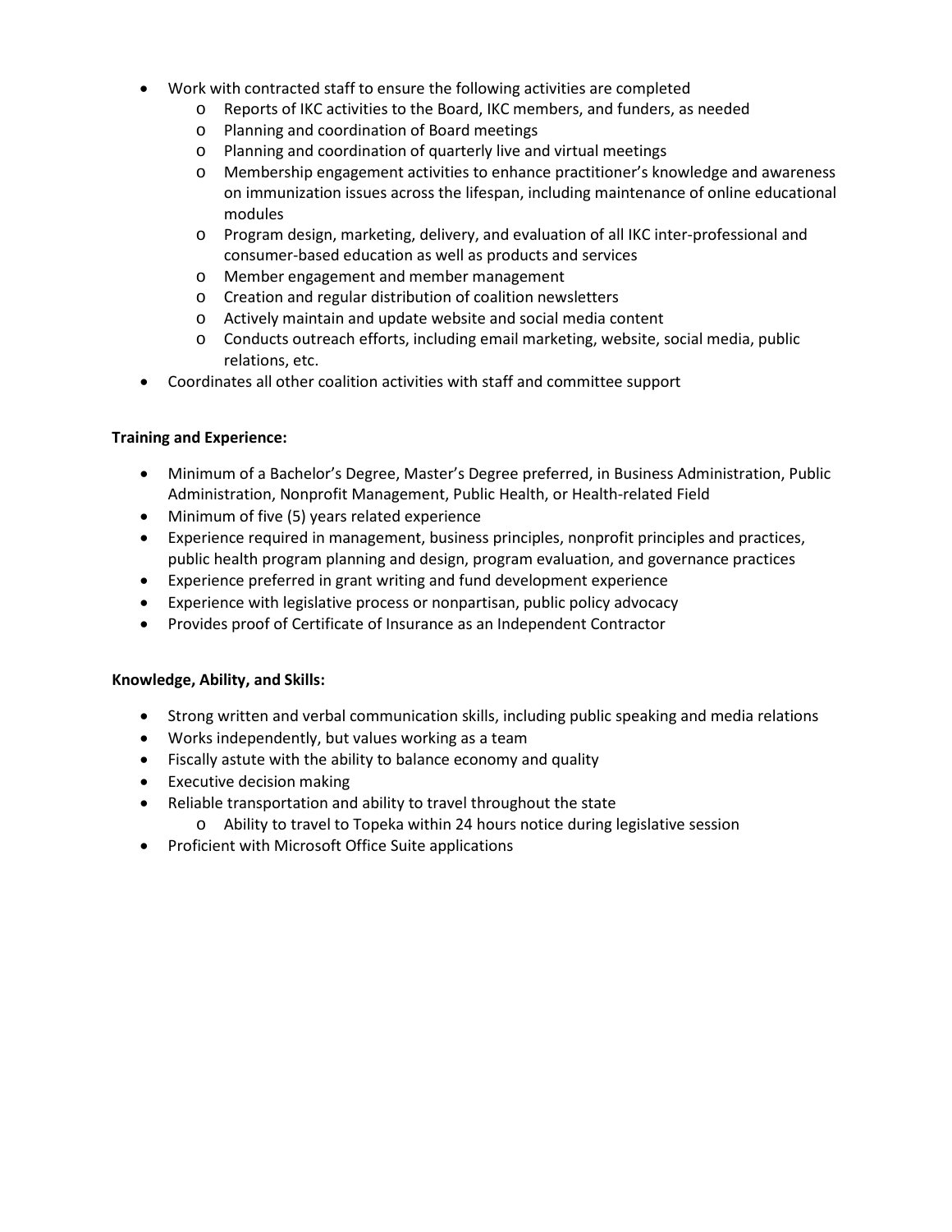- Work with contracted staff to ensure the following activities are completed
    - Reports of IKC activities to the Board, IKC members, and funders, as needed
    - Planning and coordination of Board meetings
    - Planning and coordination of quarterly live and virtual meetings
    - Membership engagement activities to enhance practitioner's knowledge and awareness on immunization issues across the lifespan, including maintenance of online educational modules
    - Program design, marketing, delivery, and evaluation of all IKC inter-professional and consumer-based education as well as products and services
    - Member engagement and member management
    - Creation and regular distribution of coalition newsletters
    - Actively maintain and update website and social media content
    - Conducts outreach efforts, including email marketing, website, social media, public relations, etc.
- Coordinates all other coalition activities with staff and committee support

**Training and Experience:**

- Minimum of a Bachelor's Degree, Master's Degree preferred, in Business Administration, Public Administration, Nonprofit Management, Public Health, or Health-related Field
- Minimum of five (5) years related experience
- Experience required in management, business principles, nonprofit principles and practices, public health program planning and design, program evaluation, and governance practices
- Experience preferred in grant writing and fund development experience
- Experience with legislative process or nonpartisan, public policy advocacy
- Provides proof of Certificate of Insurance as an Independent Contractor

**Knowledge, Ability, and Skills:**

- Strong written and verbal communication skills, including public speaking and media relations
- Works independently, but values working as a team
- Fiscally astute with the ability to balance economy and quality
- Executive decision making
- Reliable transportation and ability to travel throughout the state
    - Ability to travel to Topeka within 24 hours notice during legislative session
- Proficient with Microsoft Office Suite applications